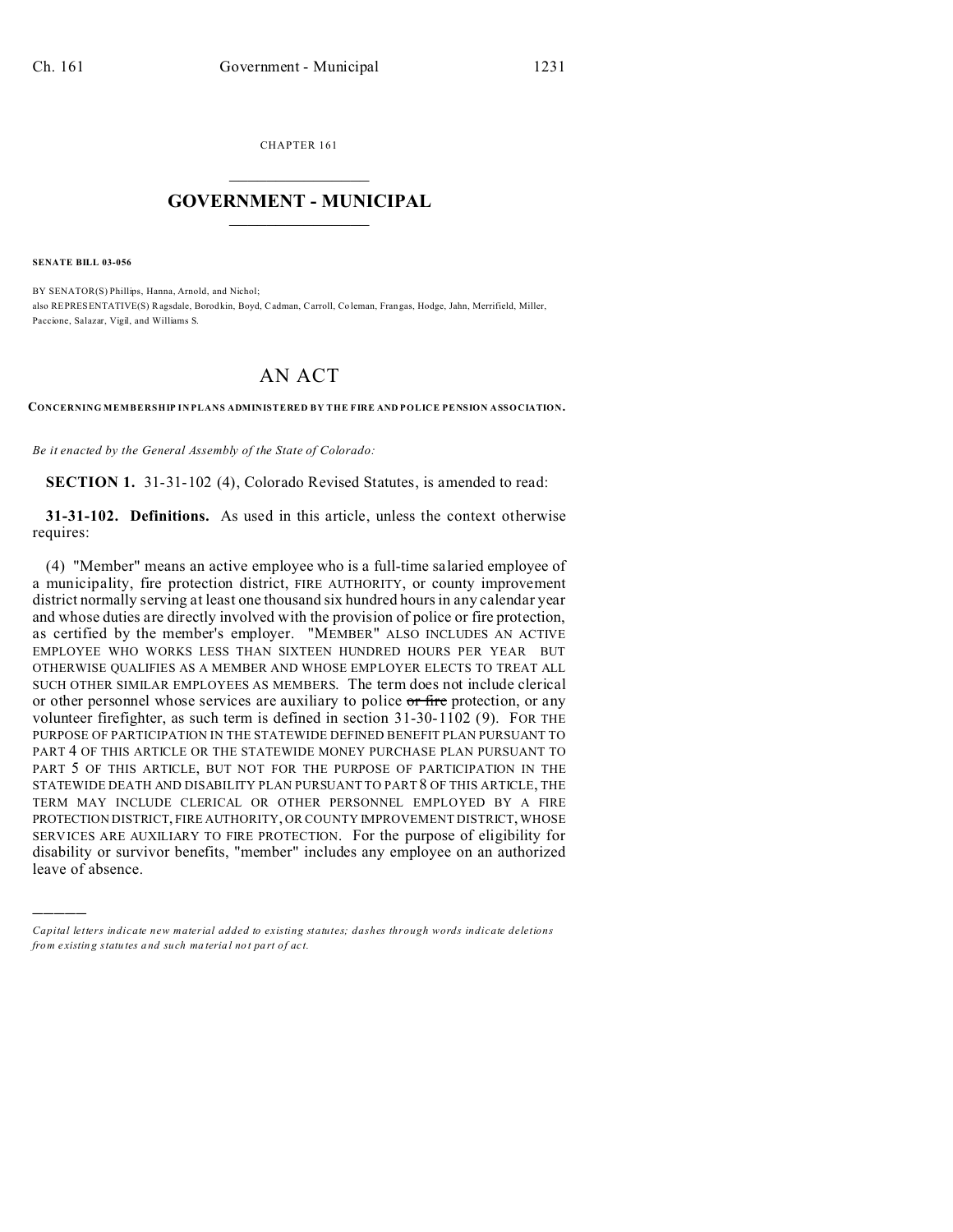CHAPTER 161

# GOVERNMENT - MUNICIPAL

**SENATE BILL 03-056**

BY SENATOR(S) Phillips, Hanna, Arnold, and Nichol;
also REPRESENTATIVE(S) Ragsdale, Borodkin, Boyd, Cadman, Carroll, Coleman, Frangas, Hodge, Jahn, Merrifield, Miller, Paccione, Salazar, Vigil, and Williams S.

# AN ACT

**CONCERNING MEMBERSHIP IN PLANS ADMINISTERED BY THE FIRE AND POLICE PENSION ASSOCIATION.**

*Be it enacted by the General Assembly of the State of Colorado:*

**SECTION 1.** 31-31-102 (4), Colorado Revised Statutes, is amended to read:

**31-31-102. Definitions.** As used in this article, unless the context otherwise requires:

(4) "Member" means an active employee who is a full-time salaried employee of a municipality, fire protection district, FIRE AUTHORITY, or county improvement district normally serving at least one thousand six hundred hours in any calendar year and whose duties are directly involved with the provision of police or fire protection, as certified by the member's employer. "MEMBER" ALSO INCLUDES AN ACTIVE EMPLOYEE WHO WORKS LESS THAN SIXTEEN HUNDRED HOURS PER YEAR BUT OTHERWISE QUALIFIES AS A MEMBER AND WHOSE EMPLOYER ELECTS TO TREAT ALL SUCH OTHER SIMILAR EMPLOYEES AS MEMBERS. The term does not include clerical or other personnel whose services are auxiliary to police ~~or fire~~ protection, or any volunteer firefighter, as such term is defined in section 31-30-1102 (9). FOR THE PURPOSE OF PARTICIPATION IN THE STATEWIDE DEFINED BENEFIT PLAN PURSUANT TO PART 4 OF THIS ARTICLE OR THE STATEWIDE MONEY PURCHASE PLAN PURSUANT TO PART 5 OF THIS ARTICLE, BUT NOT FOR THE PURPOSE OF PARTICIPATION IN THE STATEWIDE DEATH AND DISABILITY PLAN PURSUANT TO PART 8 OF THIS ARTICLE, THE TERM MAY INCLUDE CLERICAL OR OTHER PERSONNEL EMPLOYED BY A FIRE PROTECTION DISTRICT, FIRE AUTHORITY, OR COUNTY IMPROVEMENT DISTRICT, WHOSE SERVICES ARE AUXILIARY TO FIRE PROTECTION. For the purpose of eligibility for disability or survivor benefits, "member" includes any employee on an authorized leave of absence.

---

*Capital letters indicate new material added to existing statutes; dashes through words indicate deletions from existing statutes and such material not part of act.*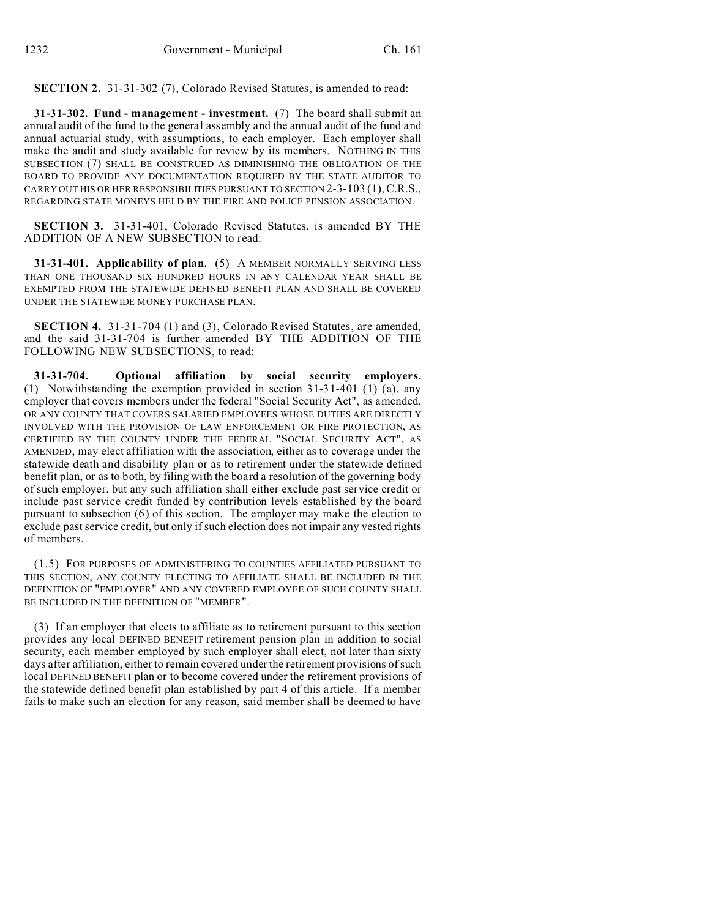**SECTION 2.** 31-31-302 (7), Colorado Revised Statutes, is amended to read:

**31-31-302. Fund - management - investment.** (7) The board shall submit an annual audit of the fund to the general assembly and the annual audit of the fund and annual actuarial study, with assumptions, to each employer. Each employer shall make the audit and study available for review by its members. NOTHING IN THIS SUBSECTION (7) SHALL BE CONSTRUED AS DIMINISHING THE OBLIGATION OF THE BOARD TO PROVIDE ANY DOCUMENTATION REQUIRED BY THE STATE AUDITOR TO CARRY OUT HIS OR HER RESPONSIBILITIES PURSUANT TO SECTION 2-3-103 (1), C.R.S., REGARDING STATE MONEYS HELD BY THE FIRE AND POLICE PENSION ASSOCIATION.

**SECTION 3.** 31-31-401, Colorado Revised Statutes, is amended BY THE ADDITION OF A NEW SUBSECTION to read:

**31-31-401. Applicability of plan.** (5) A MEMBER NORMALLY SERVING LESS THAN ONE THOUSAND SIX HUNDRED HOURS IN ANY CALENDAR YEAR SHALL BE EXEMPTED FROM THE STATEWIDE DEFINED BENEFIT PLAN AND SHALL BE COVERED UNDER THE STATEWIDE MONEY PURCHASE PLAN.

**SECTION 4.** 31-31-704 (1) and (3), Colorado Revised Statutes, are amended, and the said 31-31-704 is further amended BY THE ADDITION OF THE FOLLOWING NEW SUBSECTIONS, to read:

**31-31-704. Optional affiliation by social security employers.** (1) Notwithstanding the exemption provided in section 31-31-401 (1) (a), any employer that covers members under the federal "Social Security Act", as amended, OR ANY COUNTY THAT COVERS SALARIED EMPLOYEES WHOSE DUTIES ARE DIRECTLY INVOLVED WITH THE PROVISION OF LAW ENFORCEMENT OR FIRE PROTECTION, AS CERTIFIED BY THE COUNTY UNDER THE FEDERAL "SOCIAL SECURITY ACT", AS AMENDED, may elect affiliation with the association, either as to coverage under the statewide death and disability plan or as to retirement under the statewide defined benefit plan, or as to both, by filing with the board a resolution of the governing body of such employer, but any such affiliation shall either exclude past service credit or include past service credit funded by contribution levels established by the board pursuant to subsection (6) of this section. The employer may make the election to exclude past service credit, but only if such election does not impair any vested rights of members.

(1.5) FOR PURPOSES OF ADMINISTERING TO COUNTIES AFFILIATED PURSUANT TO THIS SECTION, ANY COUNTY ELECTING TO AFFILIATE SHALL BE INCLUDED IN THE DEFINITION OF "EMPLOYER" AND ANY COVERED EMPLOYEE OF SUCH COUNTY SHALL BE INCLUDED IN THE DEFINITION OF "MEMBER".

(3) If an employer that elects to affiliate as to retirement pursuant to this section provides any local DEFINED BENEFIT retirement pension plan in addition to social security, each member employed by such employer shall elect, not later than sixty days after affiliation, either to remain covered under the retirement provisions of such local DEFINED BENEFIT plan or to become covered under the retirement provisions of the statewide defined benefit plan established by part 4 of this article. If a member fails to make such an election for any reason, said member shall be deemed to have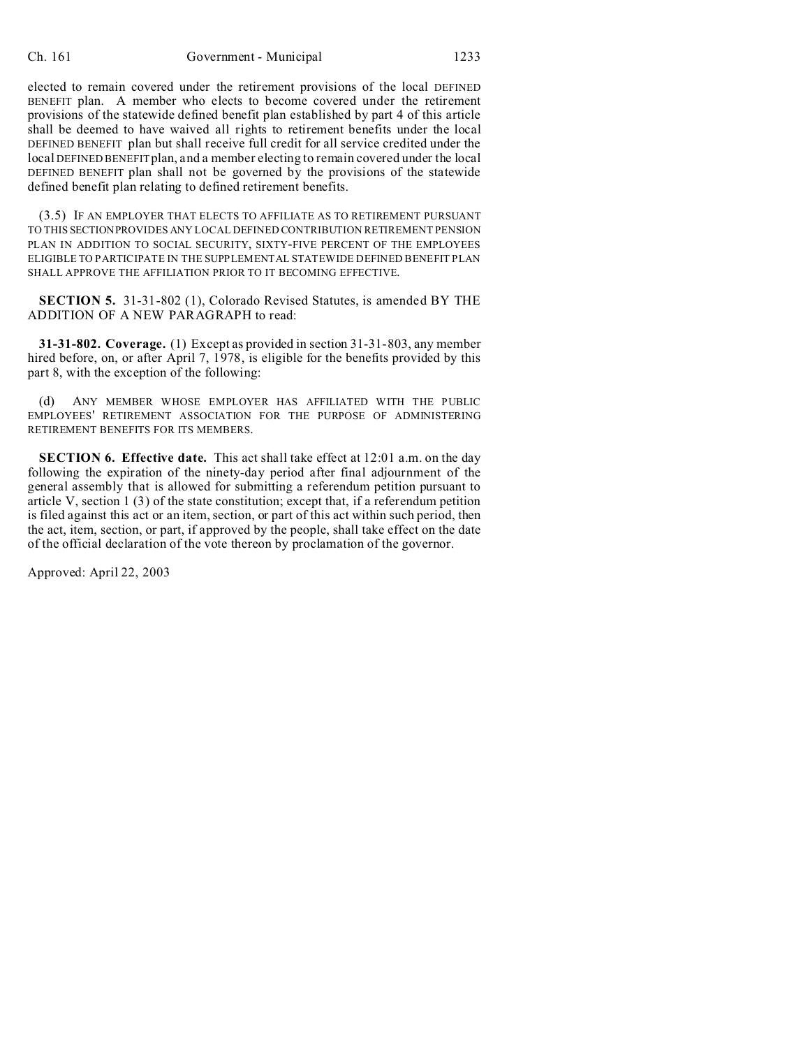elected to remain covered under the retirement provisions of the local DEFINED BENEFIT plan. A member who elects to become covered under the retirement provisions of the statewide defined benefit plan established by part 4 of this article shall be deemed to have waived all rights to retirement benefits under the local DEFINED BENEFIT plan but shall receive full credit for all service credited under the local DEFINED BENEFIT plan, and a member electing to remain covered under the local DEFINED BENEFIT plan shall not be governed by the provisions of the statewide defined benefit plan relating to defined retirement benefits.

(3.5) IF AN EMPLOYER THAT ELECTS TO AFFILIATE AS TO RETIREMENT PURSUANT TO THIS SECTION PROVIDES ANY LOCAL DEFINED CONTRIBUTION RETIREMENT PENSION PLAN IN ADDITION TO SOCIAL SECURITY, SIXTY-FIVE PERCENT OF THE EMPLOYEES ELIGIBLE TO PARTICIPATE IN THE SUPPLEMENTAL STATEWIDE DEFINED BENEFIT PLAN SHALL APPROVE THE AFFILIATION PRIOR TO IT BECOMING EFFECTIVE.

**SECTION 5.** 31-31-802 (1), Colorado Revised Statutes, is amended BY THE ADDITION OF A NEW PARAGRAPH to read:

**31-31-802. Coverage.** (1) Except as provided in section 31-31-803, any member hired before, on, or after April 7, 1978, is eligible for the benefits provided by this part 8, with the exception of the following:

(d) ANY MEMBER WHOSE EMPLOYER HAS AFFILIATED WITH THE PUBLIC EMPLOYEES' RETIREMENT ASSOCIATION FOR THE PURPOSE OF ADMINISTERING RETIREMENT BENEFITS FOR ITS MEMBERS.

**SECTION 6. Effective date.** This act shall take effect at 12:01 a.m. on the day following the expiration of the ninety-day period after final adjournment of the general assembly that is allowed for submitting a referendum petition pursuant to article V, section 1 (3) of the state constitution; except that, if a referendum petition is filed against this act or an item, section, or part of this act within such period, then the act, item, section, or part, if approved by the people, shall take effect on the date of the official declaration of the vote thereon by proclamation of the governor.

Approved: April 22, 2003